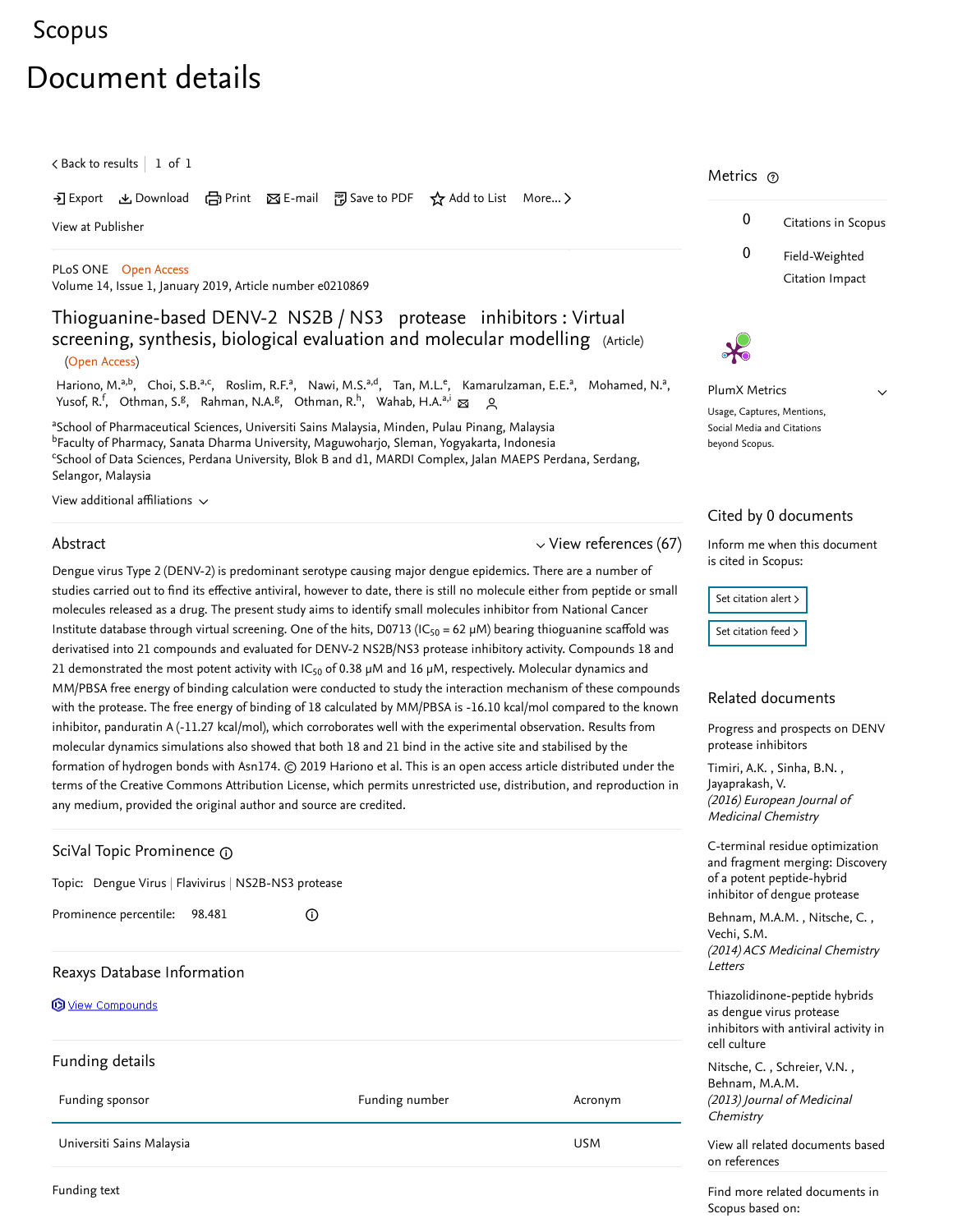# Scopus

# Document details

< Back to results | 1 of 1

Export | Download | Print | E-mail | Save to PDF | Add to List | More...

View at Publisher

PLoS ONE Open Access
Volume 14, Issue 1, January 2019, Article number e0210869

## Thioguanine-based DENV-2 NS2B / NS3 protease inhibitors : Virtual screening, synthesis, biological evaluation and molecular modelling (Article)

(Open Access)

Hariono, M.[a,b], Choi, S.B.[a,c], Roslim, R.F.[a], Nawi, M.S.[a,d], Tan, M.L.[e], Kamarulzaman, E.E.[a], Mohamed, N.[a], Yusof, R.[f], Othman, S.[g], Rahman, N.A.[g], Othman, R.[h], Wahab, H.A.[a,i]

[a]School of Pharmaceutical Sciences, Universiti Sains Malaysia, Minden, Pulau Pinang, Malaysia
[b]Faculty of Pharmacy, Sanata Dharma University, Maguwoharjo, Sleman, Yogyakarta, Indonesia
[c]School of Data Sciences, Perdana University, Blok B and d1, MARDI Complex, Jalan MAEPS Perdana, Serdang, Selangor, Malaysia

View additional affiliations

### Abstract

View references (67)

Dengue virus Type 2 (DENV-2) is predominant serotype causing major dengue epidemics. There are a number of studies carried out to find its effective antiviral, however to date, there is still no molecule either from peptide or small molecules released as a drug. The present study aims to identify small molecules inhibitor from National Cancer Institute database through virtual screening. One of the hits, D0713 ($IC_{50}$ = 62 μM) bearing thioguanine scaffold was derivatised into 21 compounds and evaluated for DENV-2 NS2B/NS3 protease inhibitory activity. Compounds 18 and 21 demonstrated the most potent activity with $IC_{50}$ of 0.38 μM and 16 μM, respectively. Molecular dynamics and MM/PBSA free energy of binding calculation were conducted to study the interaction mechanism of these compounds with the protease. The free energy of binding of 18 calculated by MM/PBSA is -16.10 kcal/mol compared to the known inhibitor, panduratin A (-11.27 kcal/mol), which corroborates well with the experimental observation. Results from molecular dynamics simulations also showed that both 18 and 21 bind in the active site and stabilised by the formation of hydrogen bonds with Asn174. © 2019 Hariono et al. This is an open access article distributed under the terms of the Creative Commons Attribution License, which permits unrestricted use, distribution, and reproduction in any medium, provided the original author and source are credited.

### SciVal Topic Prominence

Topic: Dengue Virus | Flavivirus | NS2B-NS3 protease

Prominence percentile: 98.481

### Reaxys Database Information

View Compounds

### Funding details

| Funding sponsor | Funding number | Acronym |
|---|---|---|
| Universiti Sains Malaysia | | USM |

Funding text

### Metrics

0 Citations in Scopus

0 Field-Weighted Citation Impact

PlumX Metrics

Usage, Captures, Mentions, Social Media and Citations beyond Scopus.

### Cited by 0 documents

Inform me when this document is cited in Scopus:

Set citation alert >

Set citation feed >

### Related documents

Progress and prospects on DENV protease inhibitors
Timiri, A.K. , Sinha, B.N. , Jayaprakash, V.
*(2016) European Journal of Medicinal Chemistry*

C-terminal residue optimization and fragment merging: Discovery of a potent peptide-hybrid inhibitor of dengue protease
Behnam, M.A.M. , Nitsche, C. , Vechi, S.M.
*(2014) ACS Medicinal Chemistry Letters*

Thiazolidinone-peptide hybrids as dengue virus protease inhibitors with antiviral activity in cell culture
Nitsche, C. , Schreier, V.N. , Behnam, M.A.M.
*(2013) Journal of Medicinal Chemistry*

View all related documents based on references

Find more related documents in Scopus based on: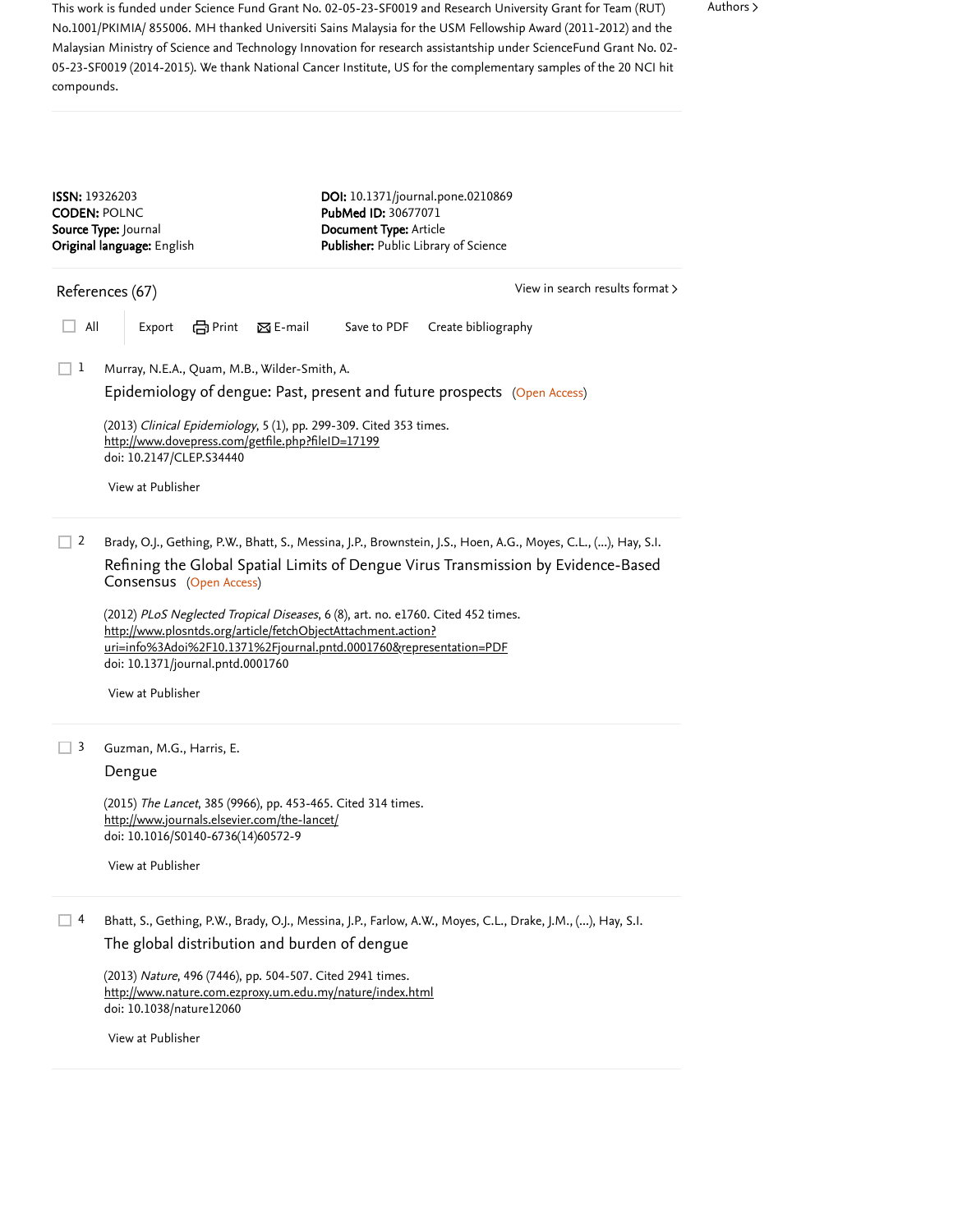This work is funded under Science Fund Grant No. 02-05-23-SF0019 and Research University Grant for Team (RUT) No.1001/PKIMIA/ 855006. MH thanked Universiti Sains Malaysia for the USM Fellowship Award (2011-2012) and the Malaysian Ministry of Science and Technology Innovation for research assistantship under ScienceFund Grant No. 02-05-23-SF0019 (2014-2015). We thank National Cancer Institute, US for the complementary samples of the 20 NCI hit compounds.

Authors >

**ISSN:** 19326203
**CODEN:** POLNC
**Source Type:** Journal
**Original language:** English

**DOI:** 10.1371/journal.pone.0210869
**PubMed ID:** 30677071
**Document Type:** Article
**Publisher:** Public Library of Science

## References (67)

View in search results format >

All | Export | Print | E-mail | Save to PDF | Create bibliography

1 Murray, N.E.A., Quam, M.B., Wilder-Smith, A.

Epidemiology of dengue: Past, present and future prospects (Open Access)

(2013) *Clinical Epidemiology*, 5 (1), pp. 299-309. Cited 353 times.
http://www.dovepress.com/getfile.php?fileID=17199
doi: 10.2147/CLEP.S34440

View at Publisher

2 Brady, O.J., Gething, P.W., Bhatt, S., Messina, J.P., Brownstein, J.S., Hoen, A.G., Moyes, C.L., (...), Hay, S.I.

Refining the Global Spatial Limits of Dengue Virus Transmission by Evidence-Based Consensus (Open Access)

(2012) *PLoS Neglected Tropical Diseases*, 6 (8), art. no. e1760. Cited 452 times.
http://www.plosntds.org/article/fetchObjectAttachment.action?uri=info%3Adoi%2F10.1371%2Fjournal.pntd.0001760&representation=PDF
doi: 10.1371/journal.pntd.0001760

View at Publisher

3 Guzman, M.G., Harris, E.

Dengue

(2015) *The Lancet*, 385 (9966), pp. 453-465. Cited 314 times.
http://www.journals.elsevier.com/the-lancet/
doi: 10.1016/S0140-6736(14)60572-9

View at Publisher

4 Bhatt, S., Gething, P.W., Brady, O.J., Messina, J.P., Farlow, A.W., Moyes, C.L., Drake, J.M., (...), Hay, S.I.

The global distribution and burden of dengue

(2013) *Nature*, 496 (7446), pp. 504-507. Cited 2941 times.
http://www.nature.com.ezproxy.um.edu.my/nature/index.html
doi: 10.1038/nature12060

View at Publisher